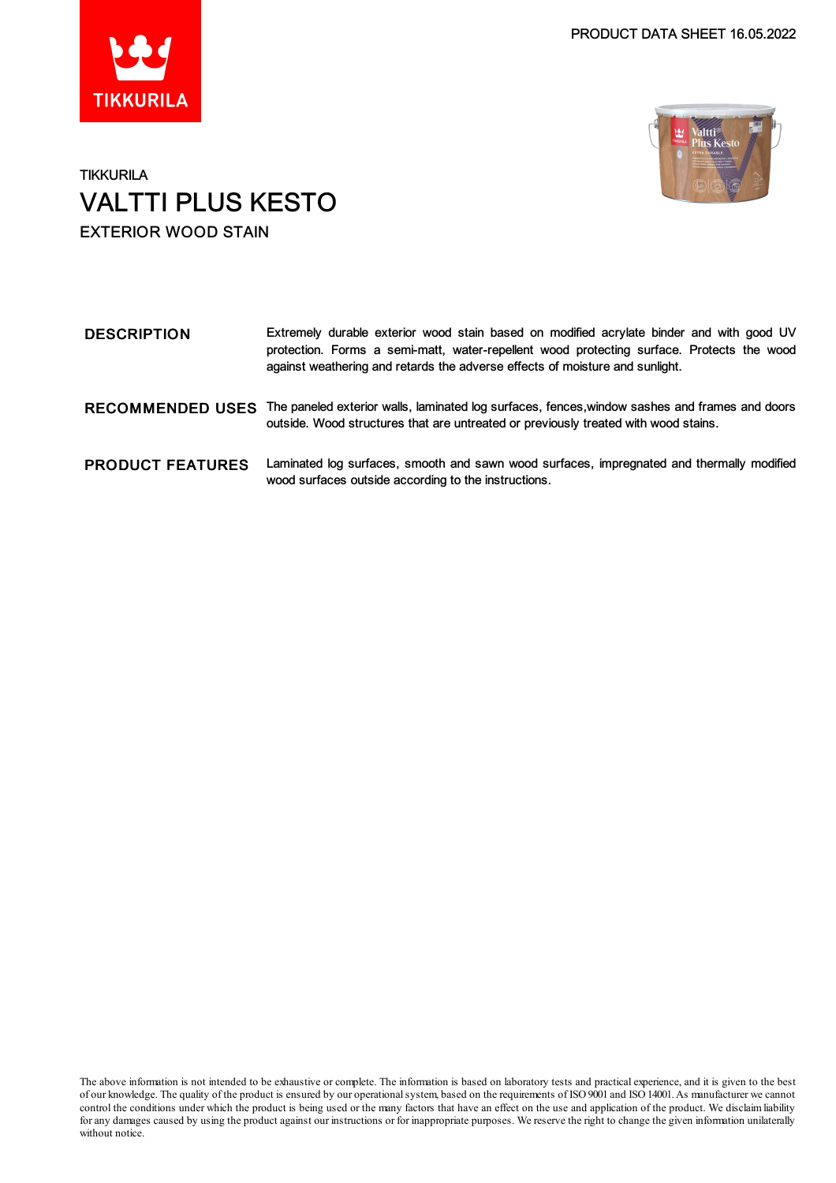PRODUCT DATA SHEET 16.05.2022

TIKKURILA

# VALTTI PLUS KESTO

EXTERIOR WOOD STAIN

**DESCRIPTION**

Extremely durable exterior wood stain based on modified acrylate binder and with good UV protection. Forms a semi-matt, water-repellent wood protecting surface. Protects the wood against weathering and retards the adverse effects of moisture and sunlight.

**RECOMMENDED USES**

The paneled exterior walls, laminated log surfaces, fences,window sashes and frames and doors outside. Wood structures that are untreated or previously treated with wood stains.

**PRODUCT FEATURES**

Laminated log surfaces, smooth and sawn wood surfaces, impregnated and thermally modified wood surfaces outside according to the instructions.

The above information is not intended to be exhaustive or complete. The information is based on laboratory tests and practical experience, and it is given to the best of our knowledge. The quality of the product is ensured by our operational system, based on the requirements of ISO 9001 and ISO 14001. As manufacturer we cannot control the conditions under which the product is being used or the many factors that have an effect on the use and application of the product. We disclaim liability for any damages caused by using the product against our instructions or for inappropriate purposes. We reserve the right to change the given information unilaterally without notice.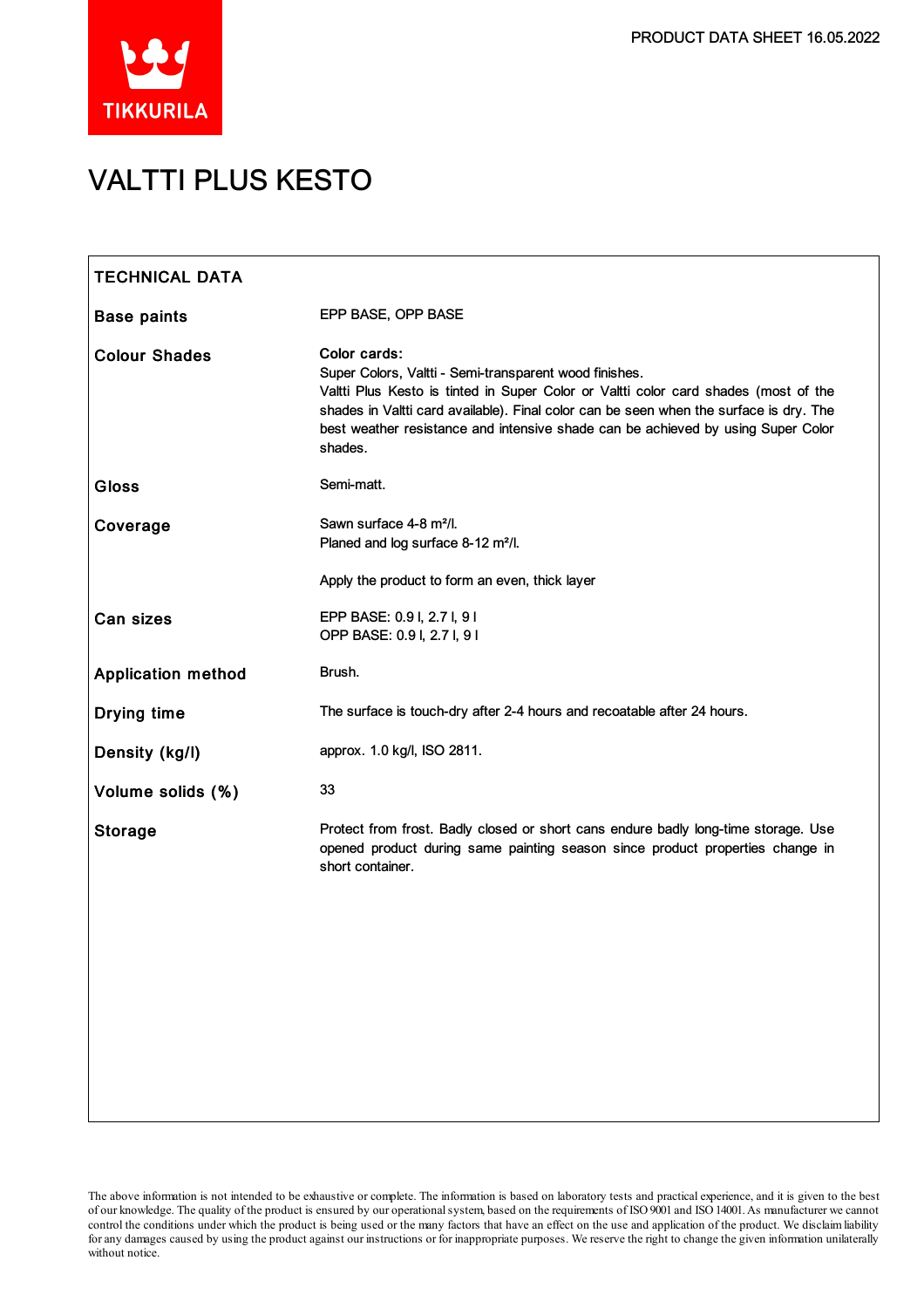# VALTTI PLUS KESTO

## TECHNICAL DATA

| | |
|---|---|
| **Base paints** | EPP BASE, OPP BASE |
| **Colour Shades** | **Color cards:**<br>Super Colors, Valtti - Semi-transparent wood finishes.<br>Valtti Plus Kesto is tinted in Super Color or Valtti color card shades (most of the shades in Valtti card available). Final color can be seen when the surface is dry. The best weather resistance and intensive shade can be achieved by using Super Color shades. |
| **Gloss** | Semi-matt. |
| **Coverage** | Sawn surface 4-8 m²/l.<br>Planed and log surface 8-12 m²/l.<br><br>Apply the product to form an even, thick layer |
| **Can sizes** | EPP BASE: 0.9 l, 2.7 l, 9 l<br>OPP BASE: 0.9 l, 2.7 l, 9 l |
| **Application method** | Brush. |
| **Drying time** | The surface is touch-dry after 2-4 hours and recoatable after 24 hours. |
| **Density (kg/l)** | approx. 1.0 kg/l, ISO 2811. |
| **Volume solids (%)** | 33 |
| **Storage** | Protect from frost. Badly closed or short cans endure badly long-time storage. Use opened product during same painting season since product properties change in short container. |

The above information is not intended to be exhaustive or complete. The information is based on laboratory tests and practical experience, and it is given to the best of our knowledge. The quality of the product is ensured by our operational system, based on the requirements of ISO 9001 and ISO 14001. As manufacturer we cannot control the conditions under which the product is being used or the many factors that have an effect on the use and application of the product. We disclaim liability for any damages caused by using the product against our instructions or for inappropriate purposes. We reserve the right to change the given information unilaterally without notice.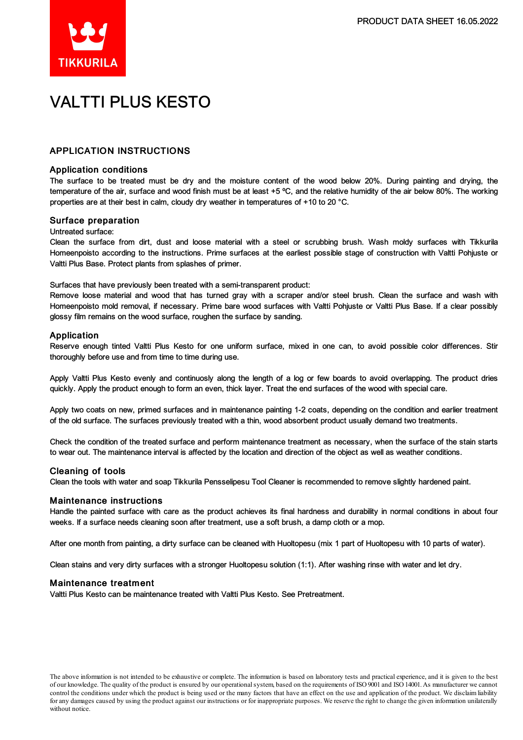# VALTTI PLUS KESTO

## APPLICATION INSTRUCTIONS

### Application conditions

The surface to be treated must be dry and the moisture content of the wood below 20%. During painting and drying, the temperature of the air, surface and wood finish must be at least +5 ºC, and the relative humidity of the air below 80%. The working properties are at their best in calm, cloudy dry weather in temperatures of +10 to 20 °C.

### Surface preparation

Untreated surface:
Clean the surface from dirt, dust and loose material with a steel or scrubbing brush. Wash moldy surfaces with Tikkurila Homeenpoisto according to the instructions. Prime surfaces at the earliest possible stage of construction with Valtti Pohjuste or Valtti Plus Base. Protect plants from splashes of primer.

Surfaces that have previously been treated with a semi-transparent product:
Remove loose material and wood that has turned gray with a scraper and/or steel brush. Clean the surface and wash with Homeenpoisto mold removal, if necessary. Prime bare wood surfaces with Valtti Pohjuste or Valtti Plus Base. If a clear possibly glossy film remains on the wood surface, roughen the surface by sanding.

### Application

Reserve enough tinted Valtti Plus Kesto for one uniform surface, mixed in one can, to avoid possible color differences. Stir thoroughly before use and from time to time during use.

Apply Valtti Plus Kesto evenly and continuosly along the length of a log or few boards to avoid overlapping. The product dries quickly. Apply the product enough to form an even, thick layer. Treat the end surfaces of the wood with special care.

Apply two coats on new, primed surfaces and in maintenance painting 1-2 coats, depending on the condition and earlier treatment of the old surface. The surfaces previously treated with a thin, wood absorbent product usually demand two treatments.

Check the condition of the treated surface and perform maintenance treatment as necessary, when the surface of the stain starts to wear out. The maintenance interval is affected by the location and direction of the object as well as weather conditions.

### Cleaning of tools

Clean the tools with water and soap Tikkurila Pensselipesu Tool Cleaner is recommended to remove slightly hardened paint.

### Maintenance instructions

Handle the painted surface with care as the product achieves its final hardness and durability in normal conditions in about four weeks. If a surface needs cleaning soon after treatment, use a soft brush, a damp cloth or a mop.

After one month from painting, a dirty surface can be cleaned with Huoltopesu (mix 1 part of Huoltopesu with 10 parts of water).

Clean stains and very dirty surfaces with a stronger Huoltopesu solution (1:1). After washing rinse with water and let dry.

### Maintenance treatment

Valtti Plus Kesto can be maintenance treated with Valtti Plus Kesto. See Pretreatment.

The above information is not intended to be exhaustive or complete. The information is based on laboratory tests and practical experience, and it is given to the best of our knowledge. The quality of the product is ensured by our operational system, based on the requirements of ISO 9001 and ISO 14001. As manufacturer we cannot control the conditions under which the product is being used or the many factors that have an effect on the use and application of the product. We disclaim liability for any damages caused by using the product against our instructions or for inappropriate purposes. We reserve the right to change the given information unilaterally without notice.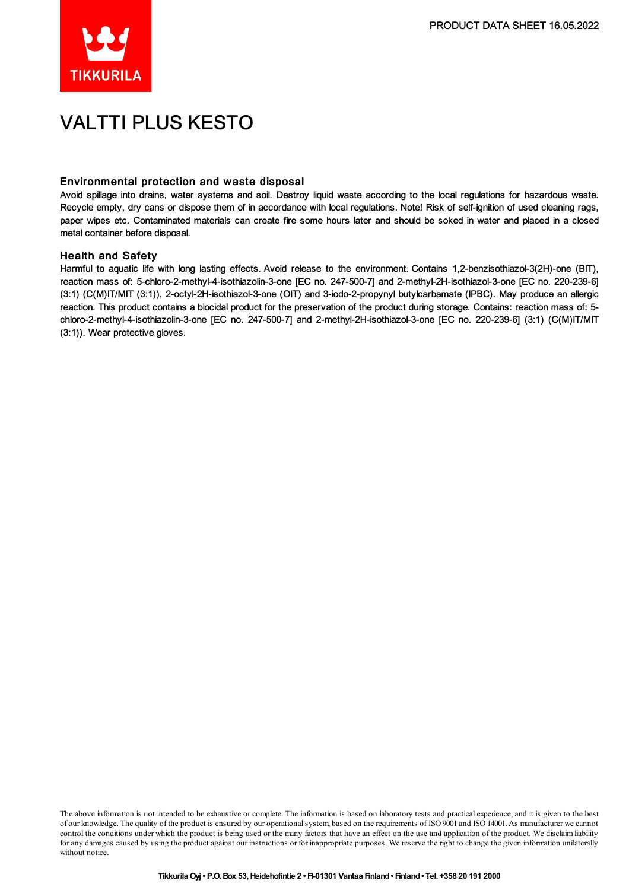# VALTTI PLUS KESTO

### Environmental protection and waste disposal

Avoid spillage into drains, water systems and soil. Destroy liquid waste according to the local regulations for hazardous waste. Recycle empty, dry cans or dispose them of in accordance with local regulations. Note! Risk of self-ignition of used cleaning rags, paper wipes etc. Contaminated materials can create fire some hours later and should be soked in water and placed in a closed metal container before disposal.

### Health and Safety

Harmful to aquatic life with long lasting effects. Avoid release to the environment. Contains 1,2-benzisothiazol-3(2H)-one (BIT), reaction mass of: 5-chloro-2-methyl-4-isothiazolin-3-one [EC no. 247-500-7] and 2-methyl-2H-isothiazol-3-one [EC no. 220-239-6] (3:1) (C(M)IT/MIT (3:1)), 2-octyl-2H-isothiazol-3-one (OIT) and 3-iodo-2-propynyl butylcarbamate (IPBC). May produce an allergic reaction. This product contains a biocidal product for the preservation of the product during storage. Contains: reaction mass of: 5-chloro-2-methyl-4-isothiazolin-3-one [EC no. 247-500-7] and 2-methyl-2H-isothiazol-3-one [EC no. 220-239-6] (3:1) (C(M)IT/MIT (3:1)). Wear protective gloves.

The above information is not intended to be exhaustive or complete. The information is based on laboratory tests and practical experience, and it is given to the best of our knowledge. The quality of the product is ensured by our operational system, based on the requirements of ISO 9001 and ISO 14001. As manufacturer we cannot control the conditions under which the product is being used or the many factors that have an effect on the use and application of the product. We disclaim liability for any damages caused by using the product against our instructions or for inappropriate purposes. We reserve the right to change the given information unilaterally without notice.